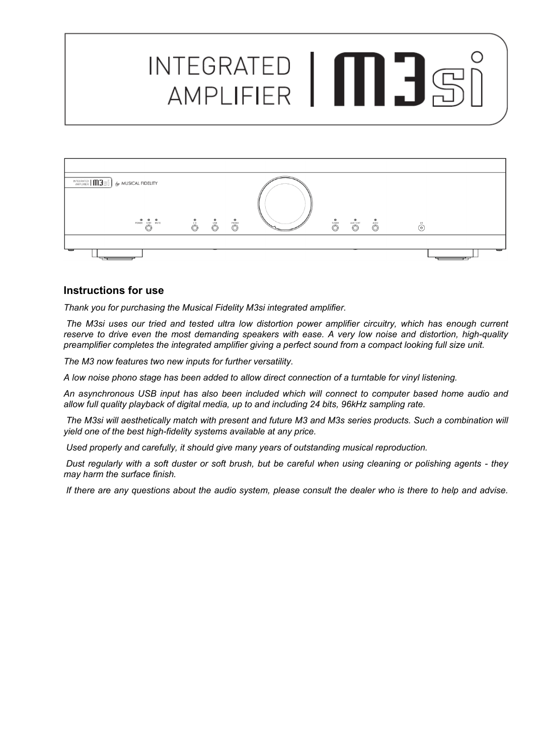# INTEGRATED AMPLIFIER | M3si

## Instructions for use

*Thank you for purchasing the Musical Fidelity M3si integrated amplifier.*

*The M3si uses our tried and tested ultra low distortion power amplifier circuitry, which has enough current reserve to drive even the most demanding speakers with ease. A very low noise and distortion, high-quality preamplifier completes the integrated amplifier giving a perfect sound from a compact looking full size unit.*

*The M3 now features two new inputs for further versatility.*

*A low noise phono stage has been added to allow direct connection of a turntable for vinyl listening.*

*An asynchronous USB input has also been included which will connect to computer based home audio and allow full quality playback of digital media, up to and including 24 bits, 96kHz sampling rate.*

*The M3si will aesthetically match with present and future M3 and M3s series products. Such a combination will yield one of the best high-fidelity systems available at any price.*

*Used properly and carefully, it should give many years of outstanding musical reproduction.*

*Dust regularly with a soft duster or soft brush, but be careful when using cleaning or polishing agents - they may harm the surface finish.*

*If there are any questions about the audio system, please consult the dealer who is there to help and advise.*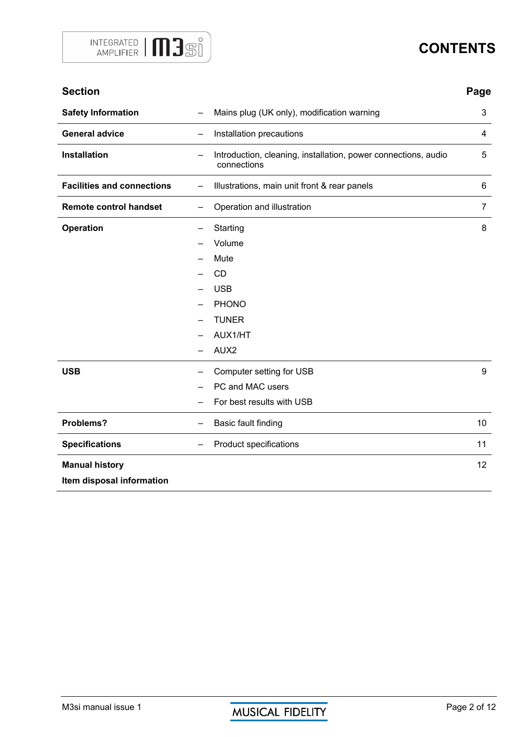# CONTENTS

| Section | | | Page |
|---|---|---|---|
| **Safety Information** | – | Mains plug (UK only), modification warning | 3 |
| **General advice** | – | Installation precautions | 4 |
| **Installation** | – | Introduction, cleaning, installation, power connections, audio connections | 5 |
| **Facilities and connections** | – | Illustrations, main unit front & rear panels | 6 |
| **Remote control handset** | – | Operation and illustration | 7 |
| **Operation** | – | Starting | 8 |
| | – | Volume | |
| | – | Mute | |
| | – | CD | |
| | – | USB | |
| | – | PHONO | |
| | – | TUNER | |
| | – | AUX1/HT | |
| | – | AUX2 | |
| **USB** | – | Computer setting for USB | 9 |
| | – | PC and MAC users | |
| | – | For best results with USB | |
| **Problems?** | – | Basic fault finding | 10 |
| **Specifications** | – | Product specifications | 11 |
| **Manual history** | | | 12 |
| **Item disposal information** | | | |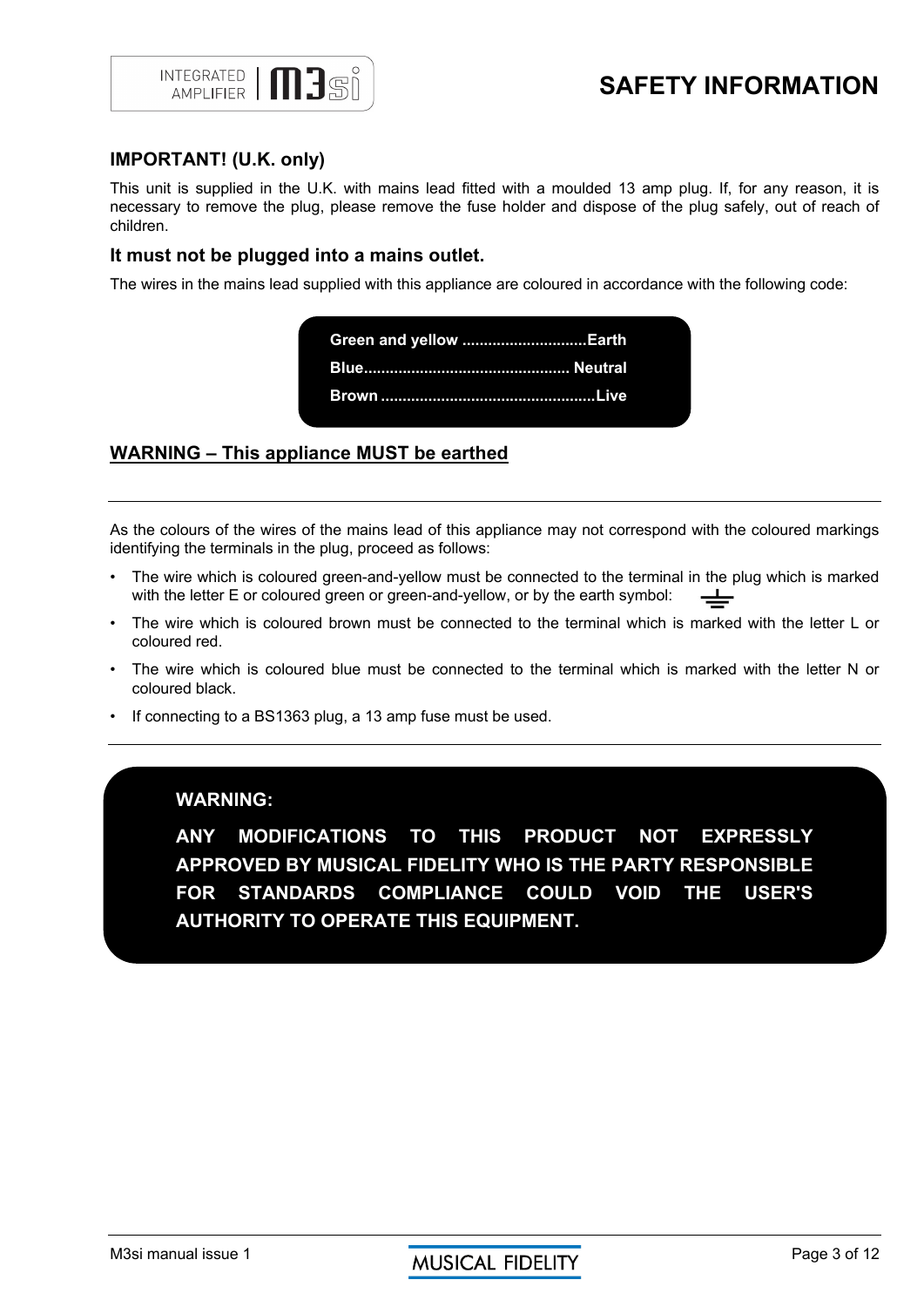# SAFETY INFORMATION

## IMPORTANT! (U.K. only)

This unit is supplied in the U.K. with mains lead fitted with a moulded 13 amp plug. If, for any reason, it is necessary to remove the plug, please remove the fuse holder and dispose of the plug safely, out of reach of children.

### It must not be plugged into a mains outlet.

The wires in the mains lead supplied with this appliance are coloured in accordance with the following code:

**Green and yellow ............................Earth**
**Blue............................................... Neutral**
**Brown .................................................Live**

## WARNING – This appliance MUST be earthed

---

As the colours of the wires of the mains lead of this appliance may not correspond with the coloured markings identifying the terminals in the plug, proceed as follows:

- The wire which is coloured green-and-yellow must be connected to the terminal in the plug which is marked with the letter E or coloured green or green-and-yellow, or by the earth symbol: ⏚
- The wire which is coloured brown must be connected to the terminal which is marked with the letter L or coloured red.
- The wire which is coloured blue must be connected to the terminal which is marked with the letter N or coloured black.
- If connecting to a BS1363 plug, a 13 amp fuse must be used.

---

**WARNING:**

**ANY MODIFICATIONS TO THIS PRODUCT NOT EXPRESSLY APPROVED BY MUSICAL FIDELITY WHO IS THE PARTY RESPONSIBLE FOR STANDARDS COMPLIANCE COULD VOID THE USER'S AUTHORITY TO OPERATE THIS EQUIPMENT.**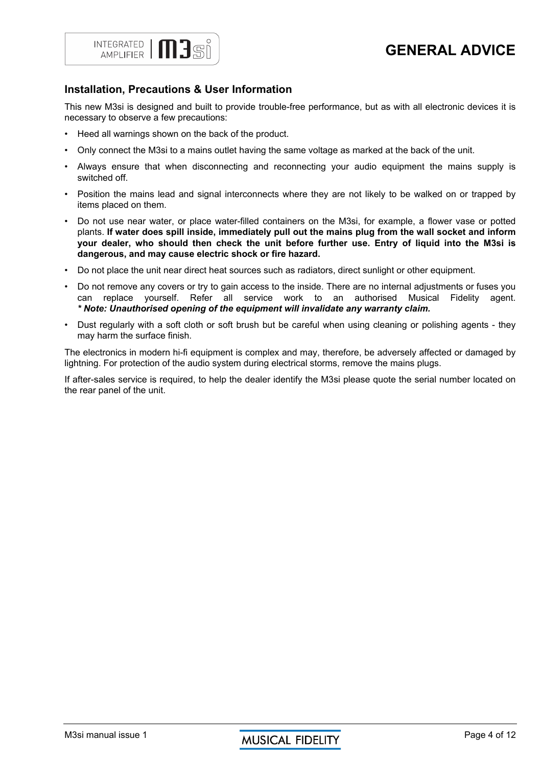# GENERAL ADVICE

## Installation, Precautions & User Information

This new M3si is designed and built to provide trouble-free performance, but as with all electronic devices it is necessary to observe a few precautions:

- Heed all warnings shown on the back of the product.
- Only connect the M3si to a mains outlet having the same voltage as marked at the back of the unit.
- Always ensure that when disconnecting and reconnecting your audio equipment the mains supply is switched off.
- Position the mains lead and signal interconnects where they are not likely to be walked on or trapped by items placed on them.
- Do not use near water, or place water-filled containers on the M3si, for example, a flower vase or potted plants. **If water does spill inside, immediately pull out the mains plug from the wall socket and inform your dealer, who should then check the unit before further use. Entry of liquid into the M3si is dangerous, and may cause electric shock or fire hazard.**
- Do not place the unit near direct heat sources such as radiators, direct sunlight or other equipment.
- Do not remove any covers or try to gain access to the inside. There are no internal adjustments or fuses you can replace yourself. Refer all service work to an authorised Musical Fidelity agent. ***\* Note: Unauthorised opening of the equipment will invalidate any warranty claim.***
- Dust regularly with a soft cloth or soft brush but be careful when using cleaning or polishing agents - they may harm the surface finish.

The electronics in modern hi-fi equipment is complex and may, therefore, be adversely affected or damaged by lightning. For protection of the audio system during electrical storms, remove the mains plugs.

If after-sales service is required, to help the dealer identify the M3si please quote the serial number located on the rear panel of the unit.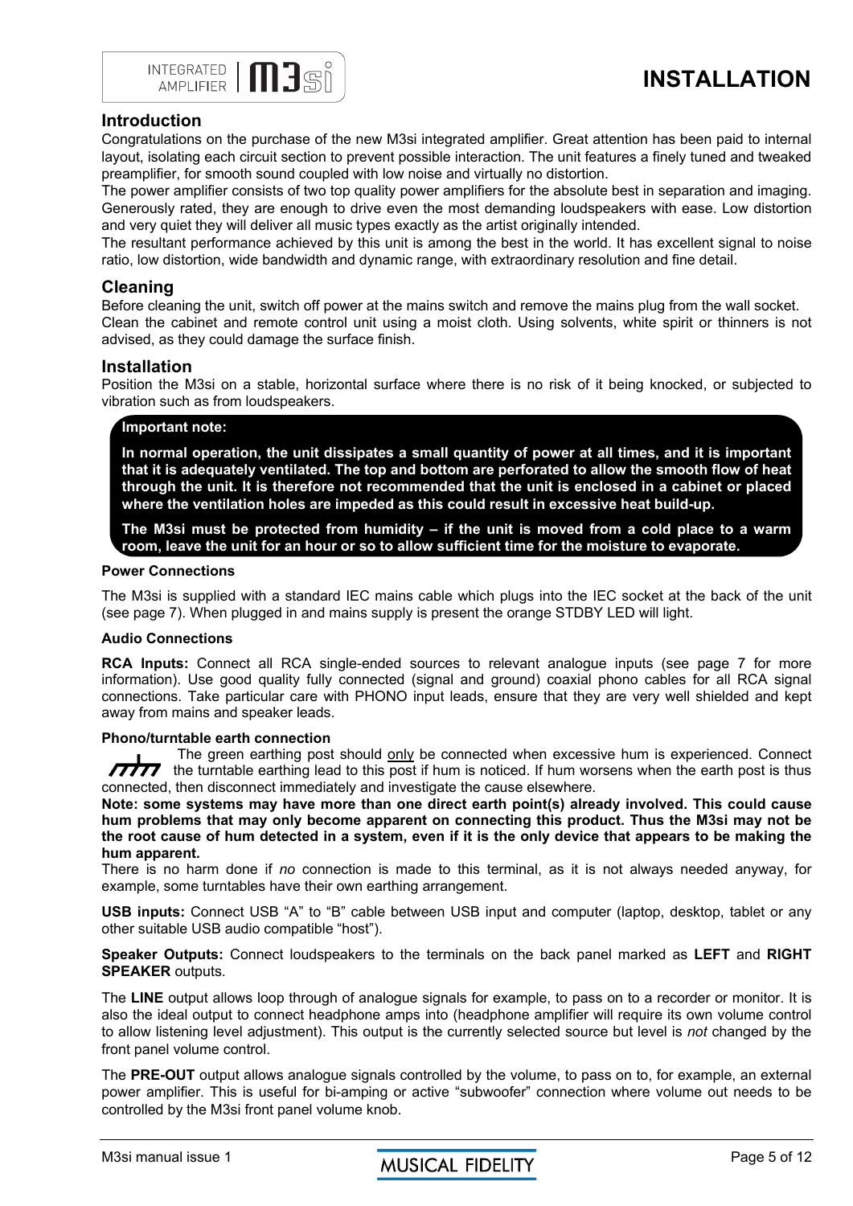# INSTALLATION

## Introduction

Congratulations on the purchase of the new M3si integrated amplifier. Great attention has been paid to internal layout, isolating each circuit section to prevent possible interaction. The unit features a finely tuned and tweaked preamplifier, for smooth sound coupled with low noise and virtually no distortion.

The power amplifier consists of two top quality power amplifiers for the absolute best in separation and imaging. Generously rated, they are enough to drive even the most demanding loudspeakers with ease. Low distortion and very quiet they will deliver all music types exactly as the artist originally intended.

The resultant performance achieved by this unit is among the best in the world. It has excellent signal to noise ratio, low distortion, wide bandwidth and dynamic range, with extraordinary resolution and fine detail.

## Cleaning

Before cleaning the unit, switch off power at the mains switch and remove the mains plug from the wall socket. Clean the cabinet and remote control unit using a moist cloth. Using solvents, white spirit or thinners is not advised, as they could damage the surface finish.

## Installation

Position the M3si on a stable, horizontal surface where there is no risk of it being knocked, or subjected to vibration such as from loudspeakers.

> **Important note:**
>
> **In normal operation, the unit dissipates a small quantity of power at all times, and it is important that it is adequately ventilated. The top and bottom are perforated to allow the smooth flow of heat through the unit. It is therefore not recommended that the unit is enclosed in a cabinet or placed where the ventilation holes are impeded as this could result in excessive heat build-up.**
>
> **The M3si must be protected from humidity – if the unit is moved from a cold place to a warm room, leave the unit for an hour or so to allow sufficient time for the moisture to evaporate.**

### Power Connections

The M3si is supplied with a standard IEC mains cable which plugs into the IEC socket at the back of the unit (see page 7). When plugged in and mains supply is present the orange STDBY LED will light.

### Audio Connections

**RCA Inputs:** Connect all RCA single-ended sources to relevant analogue inputs (see page 7 for more information). Use good quality fully connected (signal and ground) coaxial phono cables for all RCA signal connections. Take particular care with PHONO input leads, ensure that they are very well shielded and kept away from mains and speaker leads.

### Phono/turntable earth connection

The green earthing post should only be connected when excessive hum is experienced. Connect the turntable earthing lead to this post if hum is noticed. If hum worsens when the earth post is thus connected, then disconnect immediately and investigate the cause elsewhere.

**Note: some systems may have more than one direct earth point(s) already involved. This could cause hum problems that may only become apparent on connecting this product. Thus the M3si may not be the root cause of hum detected in a system, even if it is the only device that appears to be making the hum apparent.**

There is no harm done if *no* connection is made to this terminal, as it is not always needed anyway, for example, some turntables have their own earthing arrangement.

**USB inputs:** Connect USB “A” to “B” cable between USB input and computer (laptop, desktop, tablet or any other suitable USB audio compatible “host”).

**Speaker Outputs:** Connect loudspeakers to the terminals on the back panel marked as **LEFT** and **RIGHT SPEAKER** outputs.

The **LINE** output allows loop through of analogue signals for example, to pass on to a recorder or monitor. It is also the ideal output to connect headphone amps into (headphone amplifier will require its own volume control to allow listening level adjustment). This output is the currently selected source but level is *not* changed by the front panel volume control.

The **PRE-OUT** output allows analogue signals controlled by the volume, to pass on to, for example, an external power amplifier. This is useful for bi-amping or active “subwoofer” connection where volume out needs to be controlled by the M3si front panel volume knob.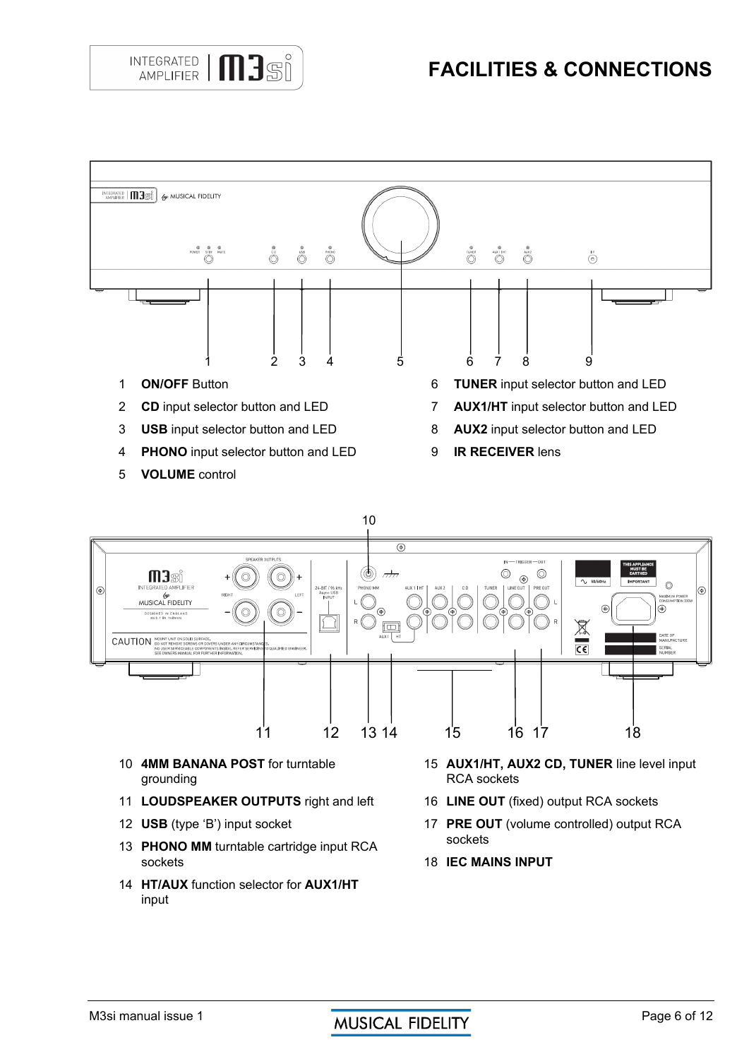# FACILITIES & CONNECTIONS

1 **ON/OFF** Button

2 **CD** input selector button and LED

3 **USB** input selector button and LED

4 **PHONO** input selector button and LED

5 **VOLUME** control

6 **TUNER** input selector button and LED

7 **AUX1/HT** input selector button and LED

8 **AUX2** input selector button and LED

9 **IR RECEIVER** lens

10 **4MM BANANA POST** for turntable grounding

11 **LOUDSPEAKER OUTPUTS** right and left

12 **USB** (type 'B') input socket

13 **PHONO MM** turntable cartridge input RCA sockets

14 **HT/AUX** function selector for **AUX1/HT** input

15 **AUX1/HT, AUX2 CD, TUNER** line level input RCA sockets

16 **LINE OUT** (fixed) output RCA sockets

17 **PRE OUT** (volume controlled) output RCA sockets

18 **IEC MAINS INPUT**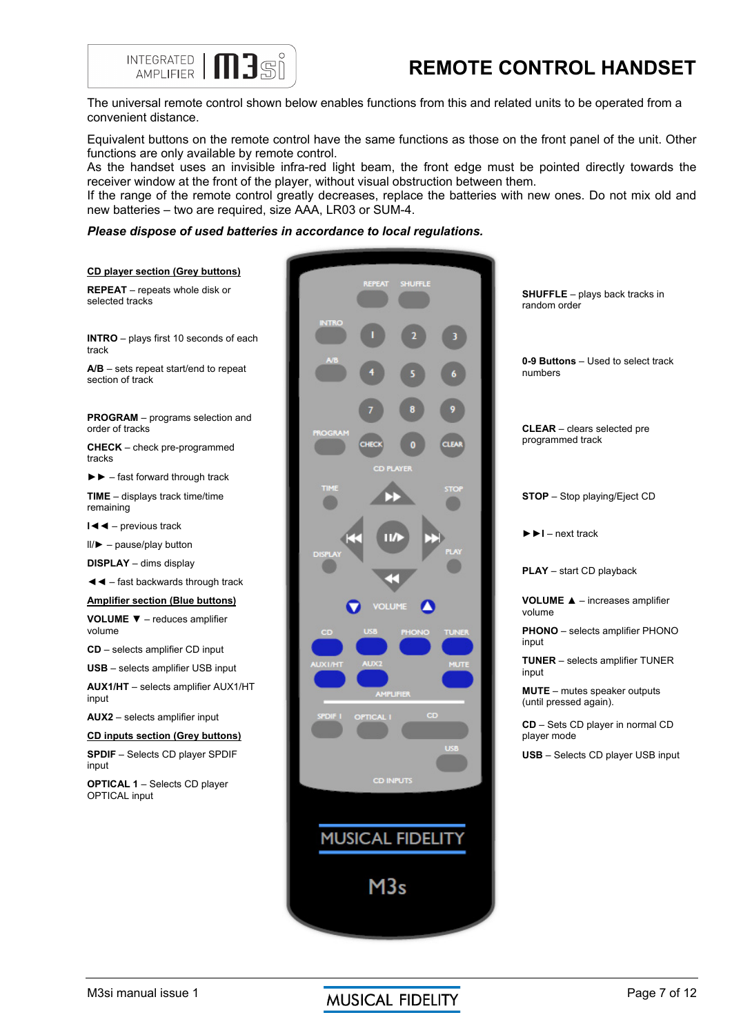# REMOTE CONTROL HANDSET

The universal remote control shown below enables functions from this and related units to be operated from a convenient distance.

Equivalent buttons on the remote control have the same functions as those on the front panel of the unit. Other functions are only available by remote control.
As the handset uses an invisible infra-red light beam, the front edge must be pointed directly towards the receiver window at the front of the player, without visual obstruction between them.
If the range of the remote control greatly decreases, replace the batteries with new ones. Do not mix old and new batteries – two are required, size AAA, LR03 or SUM-4.

***Please dispose of used batteries in accordance to local regulations.***

**CD player section (Grey buttons)**

**REPEAT** – repeats whole disk or selected tracks

**INTRO** – plays first 10 seconds of each track

**A/B** – sets repeat start/end to repeat section of track

**PROGRAM** – programs selection and order of tracks

**CHECK** – check pre-programmed tracks

►► – fast forward through track

**TIME** – displays track time/time remaining

I◄◄ – previous track

II/► – pause/play button

**DISPLAY** – dims display

◄◄ – fast backwards through track

**SHUFFLE** – plays back tracks in random order

**0-9 Buttons** – Used to select track numbers

**CLEAR** – clears selected pre programmed track

**STOP** – Stop playing/Eject CD

►►I – next track

**PLAY** – start CD playback

**Amplifier section (Blue buttons)**

**VOLUME ▼** – reduces amplifier volume

**CD** – selects amplifier CD input

**USB** – selects amplifier USB input

**AUX1/HT** – selects amplifier AUX1/HT input

**AUX2** – selects amplifier input

**VOLUME ▲** – increases amplifier volume

**PHONO** – selects amplifier PHONO input

**TUNER** – selects amplifier TUNER input

**MUTE** – mutes speaker outputs (until pressed again).

**CD inputs section (Grey buttons)**

**SPDIF** – Selects CD player SPDIF input

**OPTICAL 1** – Selects CD player OPTICAL input

**CD** – Sets CD player in normal CD player mode

**USB** – Selects CD player USB input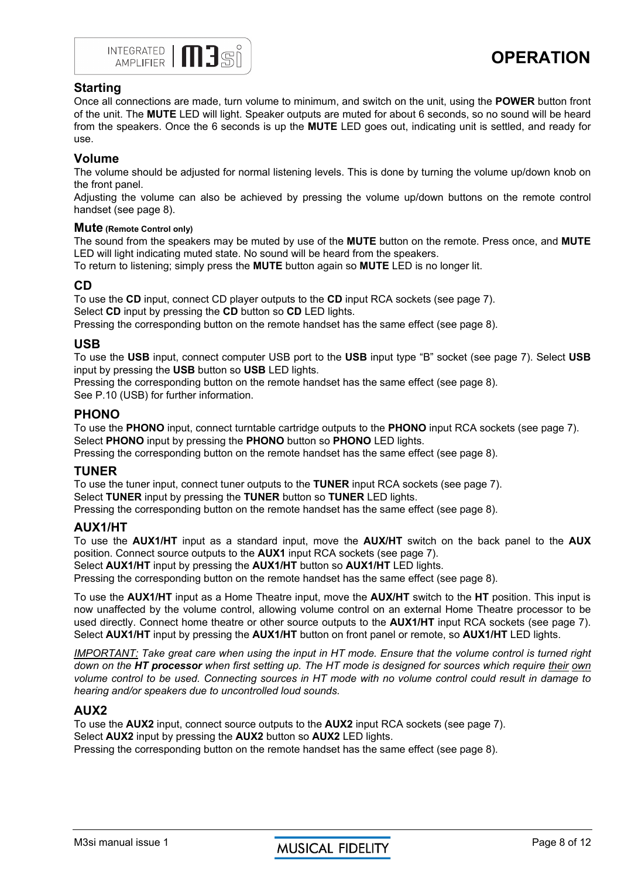# OPERATION

## Starting

Once all connections are made, turn volume to minimum, and switch on the unit, using the **POWER** button front of the unit. The **MUTE** LED will light. Speaker outputs are muted for about 6 seconds, so no sound will be heard from the speakers. Once the 6 seconds is up the **MUTE** LED goes out, indicating unit is settled, and ready for use.

## Volume

The volume should be adjusted for normal listening levels. This is done by turning the volume up/down knob on the front panel.

Adjusting the volume can also be achieved by pressing the volume up/down buttons on the remote control handset (see page 8).

### Mute (Remote Control only)

The sound from the speakers may be muted by use of the **MUTE** button on the remote. Press once, and **MUTE** LED will light indicating muted state. No sound will be heard from the speakers.

To return to listening; simply press the **MUTE** button again so **MUTE** LED is no longer lit.

## CD

To use the **CD** input, connect CD player outputs to the **CD** input RCA sockets (see page 7).

Select **CD** input by pressing the **CD** button so **CD** LED lights.

Pressing the corresponding button on the remote handset has the same effect (see page 8).

## USB

To use the **USB** input, connect computer USB port to the **USB** input type "B" socket (see page 7). Select **USB** input by pressing the **USB** button so **USB** LED lights.

Pressing the corresponding button on the remote handset has the same effect (see page 8).

See P.10 (USB) for further information.

## PHONO

To use the **PHONO** input, connect turntable cartridge outputs to the **PHONO** input RCA sockets (see page 7).

Select **PHONO** input by pressing the **PHONO** button so **PHONO** LED lights.

Pressing the corresponding button on the remote handset has the same effect (see page 8).

## TUNER

To use the tuner input, connect tuner outputs to the **TUNER** input RCA sockets (see page 7).

Select **TUNER** input by pressing the **TUNER** button so **TUNER** LED lights.

Pressing the corresponding button on the remote handset has the same effect (see page 8).

## AUX1/HT

To use the **AUX1/HT** input as a standard input, move the **AUX/HT** switch on the back panel to the **AUX** position. Connect source outputs to the **AUX1** input RCA sockets (see page 7).

Select **AUX1/HT** input by pressing the **AUX1/HT** button so **AUX1/HT** LED lights.

Pressing the corresponding button on the remote handset has the same effect (see page 8).

To use the **AUX1/HT** input as a Home Theatre input, move the **AUX/HT** switch to the **HT** position. This input is now unaffected by the volume control, allowing volume control on an external Home Theatre processor to be used directly. Connect home theatre or other source outputs to the **AUX1/HT** input RCA sockets (see page 7). Select **AUX1/HT** input by pressing the **AUX1/HT** button on front panel or remote, so **AUX1/HT** LED lights.

*IMPORTANT: Take great care when using the input in HT mode. Ensure that the volume control is turned right down on the **HT processor** when first setting up. The HT mode is designed for sources which require their own volume control to be used. Connecting sources in HT mode with no volume control could result in damage to hearing and/or speakers due to uncontrolled loud sounds.*

## AUX2

To use the **AUX2** input, connect source outputs to the **AUX2** input RCA sockets (see page 7).

Select **AUX2** input by pressing the **AUX2** button so **AUX2** LED lights.

Pressing the corresponding button on the remote handset has the same effect (see page 8).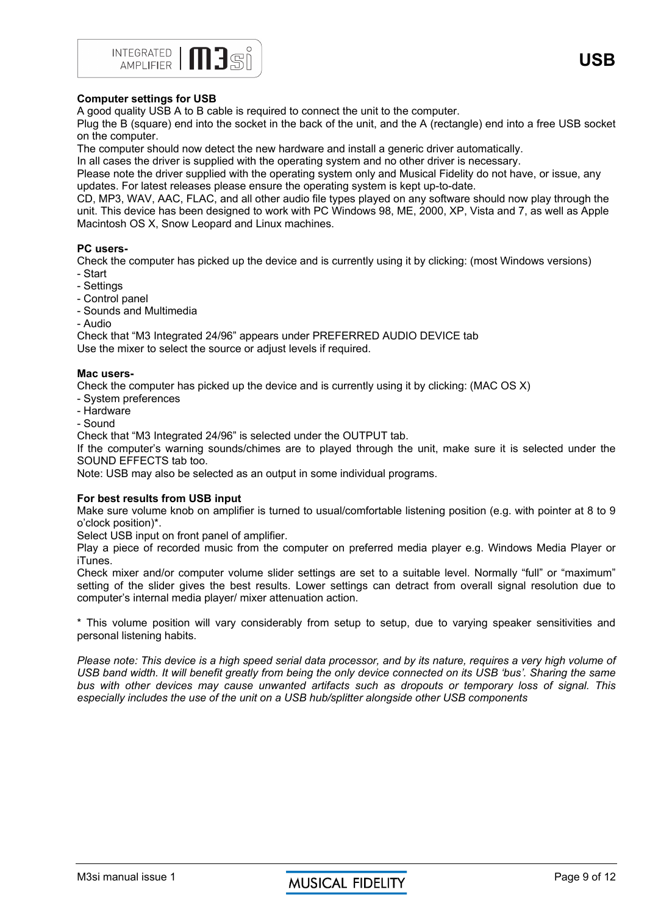# USB

### Computer settings for USB

A good quality USB A to B cable is required to connect the unit to the computer.
Plug the B (square) end into the socket in the back of the unit, and the A (rectangle) end into a free USB socket on the computer.
The computer should now detect the new hardware and install a generic driver automatically.
In all cases the driver is supplied with the operating system and no other driver is necessary.
Please note the driver supplied with the operating system only and Musical Fidelity do not have, or issue, any updates. For latest releases please ensure the operating system is kept up-to-date.
CD, MP3, WAV, AAC, FLAC, and all other audio file types played on any software should now play through the unit. This device has been designed to work with PC Windows 98, ME, 2000, XP, Vista and 7, as well as Apple Macintosh OS X, Snow Leopard and Linux machines.

### PC users-

Check the computer has picked up the device and is currently using it by clicking: (most Windows versions)

- Start
- Settings
- Control panel
- Sounds and Multimedia
- Audio

Check that “M3 Integrated 24/96” appears under PREFERRED AUDIO DEVICE tab
Use the mixer to select the source or adjust levels if required.

### Mac users-

Check the computer has picked up the device and is currently using it by clicking: (MAC OS X)

- System preferences
- Hardware
- Sound

Check that “M3 Integrated 24/96” is selected under the OUTPUT tab.
If the computer’s warning sounds/chimes are to played through the unit, make sure it is selected under the SOUND EFFECTS tab too.
Note: USB may also be selected as an output in some individual programs.

### For best results from USB input

Make sure volume knob on amplifier is turned to usual/comfortable listening position (e.g. with pointer at 8 to 9 o’clock position)*.
Select USB input on front panel of amplifier.
Play a piece of recorded music from the computer on preferred media player e.g. Windows Media Player or iTunes.
Check mixer and/or computer volume slider settings are set to a suitable level. Normally “full” or “maximum” setting of the slider gives the best results. Lower settings can detract from overall signal resolution due to computer’s internal media player/ mixer attenuation action.

* This volume position will vary considerably from setup to setup, due to varying speaker sensitivities and personal listening habits.

*Please note: This device is a high speed serial data processor, and by its nature, requires a very high volume of USB band width. It will benefit greatly from being the only device connected on its USB ‘bus’. Sharing the same bus with other devices may cause unwanted artifacts such as dropouts or temporary loss of signal. This especially includes the use of the unit on a USB hub/splitter alongside other USB components*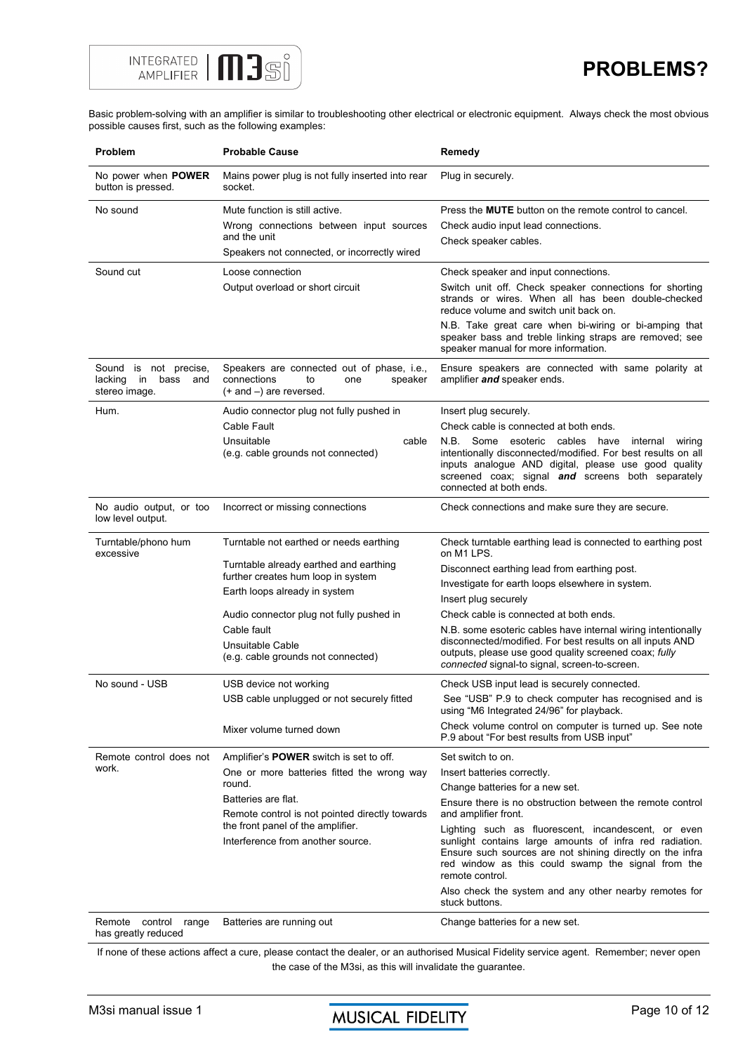# PROBLEMS?

Basic problem-solving with an amplifier is similar to troubleshooting other electrical or electronic equipment. Always check the most obvious possible causes first, such as the following examples:

| Problem | Probable Cause | Remedy |
|---|---|---|
| No power when **POWER** button is pressed. | Mains power plug is not fully inserted into rear socket. | Plug in securely. |
| No sound | Mute function is still active.<br>Wrong connections between input sources and the unit<br>Speakers not connected, or incorrectly wired | Press the **MUTE** button on the remote control to cancel.<br>Check audio input lead connections.<br>Check speaker cables. |
| Sound cut | Loose connection<br>Output overload or short circuit | Check speaker and input connections.<br>Switch unit off. Check speaker connections for shorting strands or wires. When all has been double-checked reduce volume and switch unit back on.<br>N.B. Take great care when bi-wiring or bi-amping that speaker bass and treble linking straps are removed; see speaker manual for more information. |
| Sound is not precise, lacking in bass and stereo image. | Speakers are connected out of phase, i.e., connections to one speaker (+ and –) are reversed. | Ensure speakers are connected with same polarity at amplifier ***and*** speaker ends. |
| Hum. | Audio connector plug not fully pushed in<br>Cable Fault<br>Unsuitable cable (e.g. cable grounds not connected) | Insert plug securely.<br>Check cable is connected at both ends.<br>N.B. Some esoteric cables have internal wiring intentionally disconnected/modified. For best results on all inputs analogue AND digital, please use good quality screened coax; signal ***and*** screens both separately connected at both ends. |
| No audio output, or too low level output. | Incorrect or missing connections | Check connections and make sure they are secure. |
| Turntable/phono hum excessive | Turntable not earthed or needs earthing<br>Turntable already earthed and earthing further creates hum loop in system<br>Earth loops already in system<br>Audio connector plug not fully pushed in<br>Cable fault<br>Unsuitable Cable (e.g. cable grounds not connected) | Check turntable earthing lead is connected to earthing post on M1 LPS.<br>Disconnect earthing lead from earthing post.<br>Investigate for earth loops elsewhere in system.<br>Insert plug securely<br>Check cable is connected at both ends.<br>N.B. some esoteric cables have internal wiring intentionally disconnected/modified. For best results on all inputs AND outputs, please use good quality screened coax; *fully connected* signal-to signal, screen-to-screen. |
| No sound - USB | USB device not working<br>USB cable unplugged or not securely fitted<br>Mixer volume turned down | Check USB input lead is securely connected.<br>See "USB" P.9 to check computer has recognised and is using "M6 Integrated 24/96" for playback.<br>Check volume control on computer is turned up. See note P.9 about "For best results from USB input" |
| Remote control does not work. | Amplifier's **POWER** switch is set to off.<br>One or more batteries fitted the wrong way round.<br>Batteries are flat.<br>Remote control is not pointed directly towards the front panel of the amplifier.<br>Interference from another source. | Set switch to on.<br>Insert batteries correctly.<br>Change batteries for a new set.<br>Ensure there is no obstruction between the remote control and amplifier front.<br>Lighting such as fluorescent, incandescent, or even sunlight contains large amounts of infra red radiation. Ensure such sources are not shining directly on the infra red window as this could swamp the signal from the remote control.<br>Also check the system and any other nearby remotes for stuck buttons. |
| Remote control range has greatly reduced | Batteries are running out | Change batteries for a new set. |

If none of these actions affect a cure, please contact the dealer, or an authorised Musical Fidelity service agent. Remember; never open the case of the M3si, as this will invalidate the guarantee.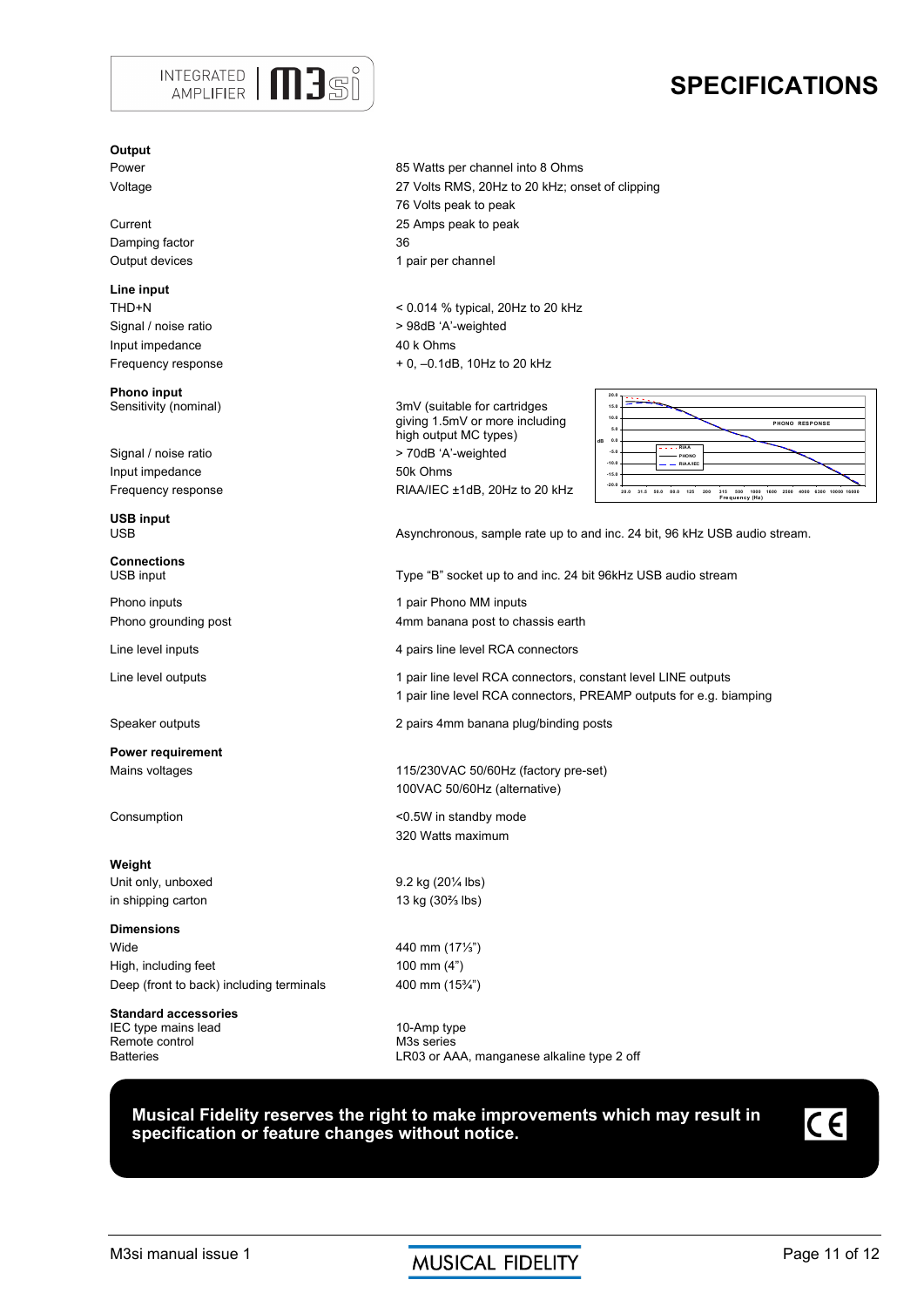# SPECIFICATIONS

**INTEGRATED AMPLIFIER M3si**

| | |
|---|---|
| **Output** | |
| Power | 85 Watts per channel into 8 Ohms |
| Voltage | 27 Volts RMS, 20Hz to 20 kHz; onset of clipping |
| | 76 Volts peak to peak |
| Current | 25 Amps peak to peak |
| Damping factor | 36 |
| Output devices | 1 pair per channel |
| **Line input** | |
| THD+N | < 0.014 % typical, 20Hz to 20 kHz |
| Signal / noise ratio | > 98dB 'A'-weighted |
| Input impedance | 40 k Ohms |
| Frequency response | + 0, –0.1dB, 10Hz to 20 kHz |
| **Phono input** | |
| Sensitivity (nominal) | 3mV (suitable for cartridges giving 1.5mV or more including high output MC types) |
| Signal / noise ratio | > 70dB 'A'-weighted |
| Input impedance | 50k Ohms |
| Frequency response | RIAA/IEC ±1dB, 20Hz to 20 kHz |
| **USB input** | |
| USB | Asynchronous, sample rate up to and inc. 24 bit, 96 kHz USB audio stream. |
| **Connections** | |
| USB input | Type "B" socket up to and inc. 24 bit 96kHz USB audio stream |
| Phono inputs | 1 pair Phono MM inputs |
| Phono grounding post | 4mm banana post to chassis earth |
| Line level inputs | 4 pairs line level RCA connectors |
| Line level outputs | 1 pair line level RCA connectors, constant level LINE outputs |
| | 1 pair line level RCA connectors, PREAMP outputs for e.g. biamping |
| Speaker outputs | 2 pairs 4mm banana plug/binding posts |
| **Power requirement** | |
| Mains voltages | 115/230VAC 50/60Hz (factory pre-set) |
| | 100VAC 50/60Hz (alternative) |
| Consumption | <0.5W in standby mode |
| | 320 Watts maximum |
| **Weight** | |
| Unit only, unboxed | 9.2 kg (20¼ lbs) |
| in shipping carton | 13 kg (30⅔ lbs) |
| **Dimensions** | |
| Wide | 440 mm (17⅓") |
| High, including feet | 100 mm (4") |
| Deep (front to back) including terminals | 400 mm (15¾") |
| **Standard accessories** | |
| IEC type mains lead | 10-Amp type |
| Remote control | M3s series |
| Batteries | LR03 or AAA, manganese alkaline type 2 off |

**Musical Fidelity reserves the right to make improvements which may result in specification or feature changes without notice.**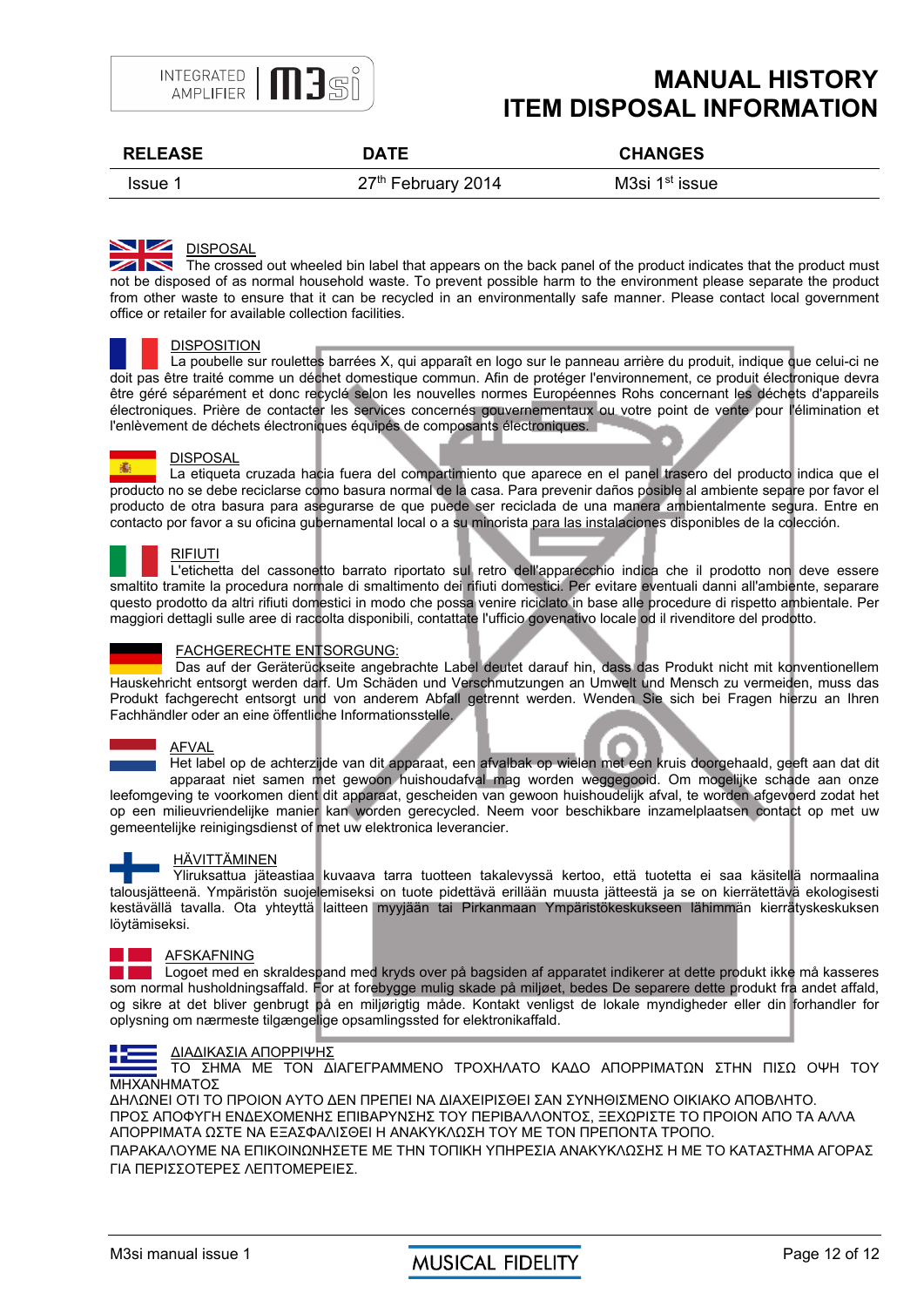# MANUAL HISTORY
# ITEM DISPOSAL INFORMATION

| RELEASE | DATE | CHANGES |
|---|---|---|
| Issue 1 | 27th February 2014 | M3si 1st issue |

DISPOSAL

The crossed out wheeled bin label that appears on the back panel of the product indicates that the product must not be disposed of as normal household waste. To prevent possible harm to the environment please separate the product from other waste to ensure that it can be recycled in an environmentally safe manner. Please contact local government office or retailer for available collection facilities.

DISPOSITION

La poubelle sur roulettes barrées X, qui apparaît en logo sur le panneau arrière du produit, indique que celui-ci ne doit pas être traité comme un déchet domestique commun. Afin de protéger l'environnement, ce produit électronique devra être géré séparément et donc recyclé selon les nouvelles normes Européennes Rohs concernant les déchets d'appareils électroniques. Prière de contacter les services concernés gouvernementaux ou votre point de vente pour l'élimination et l'enlèvement de déchets électroniques équipés de composants électroniques.

DISPOSAL

La etiqueta cruzada hacia fuera del compartimiento que aparece en el panel trasero del producto indica que el producto no se debe reciclarse como basura normal de la casa. Para prevenir daños posible al ambiente separe por favor el producto de otra basura para asegurarse de que puede ser reciclada de una manera ambientalmente segura. Entre en contacto por favor a su oficina gubernamental local o a su minorista para las instalaciones disponibles de la colección.

RIFIUTI

L'etichetta del cassonetto barrato riportato sul retro dell'apparecchio indica che il prodotto non deve essere smaltito tramite la procedura normale di smaltimento dei rifiuti domestici. Per evitare eventuali danni all'ambiente, separare questo prodotto da altri rifiuti domestici in modo che possa venire riciclato in base alle procedure di rispetto ambientale. Per maggiori dettagli sulle aree di raccolta disponibili, contattate l'ufficio govenativo locale od il rivenditore del prodotto.

FACHGERECHTE ENTSORGUNG:

Das auf der Geräterückseite angebrachte Label deutet darauf hin, dass das Produkt nicht mit konventionellem Hauskehricht entsorgt werden darf. Um Schäden und Verschmutzungen an Umwelt und Mensch zu vermeiden, muss das Produkt fachgerecht entsorgt und von anderem Abfall getrennt werden. Wenden Sie sich bei Fragen hierzu an Ihren Fachhändler oder an eine öffentliche Informationsstelle.

AFVAL

Het label op de achterzijde van dit apparaat, een afvalbak op wielen met een kruis doorgehaald, geeft aan dat dit apparaat niet samen met gewoon huishoudafval mag worden weggegooid. Om mogelijke schade aan onze leefomgeving te voorkomen dient dit apparaat, gescheiden van gewoon huishoudelijk afval, te worden afgevoerd zodat het op een milieuvriendelijke manier kan worden gerecycled. Neem voor beschikbare inzamelplaatsen contact op met uw gemeentelijke reinigingsdienst of met uw elektronica leverancier.

HÄVITTÄMINEN

Yliruksattua jäteastiaa kuvaava tarra tuotteen takalevyssä kertoo, että tuotetta ei saa käsitellä normaalina talousjätteenä. Ympäristön suojelemiseksi on tuote pidettävä erillään muusta jätteestä ja se on kierrätettävä ekologisesti kestävällä tavalla. Ota yhteyttä laitteen myyjään tai Pirkanmaan Ympäristökeskukseen lähimmän kierrätyskeskuksen löytämiseksi.

AFSKAFNING

Logoet med en skraldespand med kryds over på bagsiden af apparatet indikerer at dette produkt ikke må kasseres som normal husholdningsaffald. For at forebygge mulig skade på miljøet, bedes De separere dette produkt fra andet affald, og sikre at det bliver genbrugt på en miljørigtig måde. Kontakt venligst de lokale myndigheder eller din forhandler for oplysning om nærmeste tilgængelige opsamlingssted for elektronikaffald.

ΔΙΑΔΙΚΑΣΙΑ ΑΠΟΡΡΙΨΗΣ

ΤΟ ΣΗΜΑ ΜΕ ΤΟΝ ΔΙΑΓΕΓΡΑΜΜΕΝΟ ΤΡΟΧΗΛΑΤΟ ΚΑΔΟ ΑΠΟΡΡΙΜΑΤΩΝ ΣΤΗΝ ΠΙΣΩ ΟΨΗ ΤΟΥ ΜΗΧΑΝΗΜΑΤΟΣ
ΔΗΛΩΝΕΙ ΟΤΙ ΤΟ ΠΡΟΙΟΝ ΑΥΤΟ ΔΕΝ ΠΡΕΠΕΙ ΝΑ ΔΙΑΧΕΙΡΙΣΘΕΙ ΣΑΝ ΣΥΝΗΘΙΣΜΕΝΟ ΟΙΚΙΑΚΟ ΑΠΟΒΛΗΤΟ.
ΠΡΟΣ ΑΠΟΦΥΓΗ ΕΝΔΕΧΟΜΕΝΗΣ ΕΠΙΒΑΡΥΝΣΗΣ ΤΟΥ ΠΕΡΙΒΑΛΛΟΝΤΟΣ, ΞΕΧΩΡΙΣΤΕ ΤΟ ΠΡΟΙΟΝ ΑΠΟ ΤΑ ΑΛΛΑ ΑΠΟΡΡΙΜΑΤΑ ΩΣΤΕ ΝΑ ΕΞΑΣΦΑΛΙΣΘΕΙ Η ΑΝΑΚΥΚΛΩΣΗ ΤΟΥ ΜΕ ΤΟΝ ΠΡΕΠΟΝΤΑ ΤΡΟΠΟ.
ΠΑΡΑΚΑΛΟΥΜΕ ΝΑ ΕΠΙΚΟΙΝΩΝΗΣΕΤΕ ΜΕ ΤΗΝ ΤΟΠΙΚΗ ΥΠΗΡΕΣΙΑ ΑΝΑΚΥΚΛΩΣΗΣ Η ΜΕ ΤΟ ΚΑΤΑΣΤΗΜΑ ΑΓΟΡΑΣ ΓΙΑ ΠΕΡΙΣΣΟΤΕΡΕΣ ΛΕΠΤΟΜΕΡΕΙΕΣ.